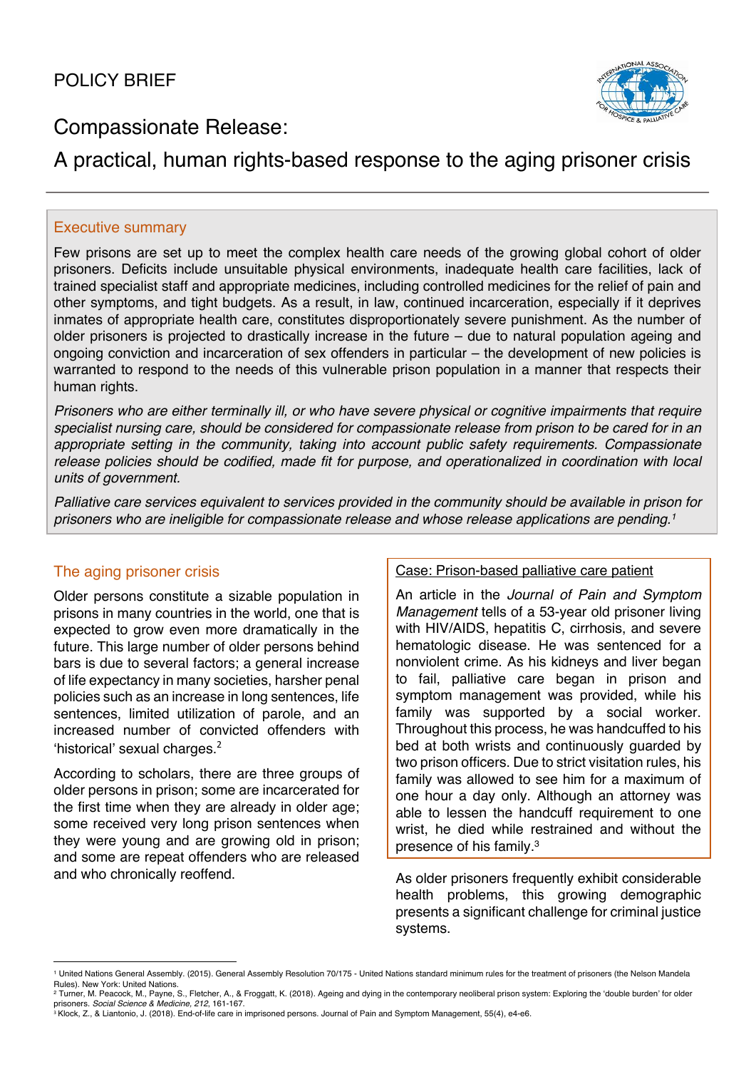POLICY BRIEF

# Compassionate Release:

# A practical, human rights-based response to the aging prisoner crisis

## Executive summary

Few prisons are set up to meet the complex health care needs of the growing global cohort of older prisoners. Deficits include unsuitable physical environments, inadequate health care facilities, lack of trained specialist staff and appropriate medicines, including controlled medicines for the relief of pain and other symptoms, and tight budgets. As a result, in law, continued incarceration, especially if it deprives inmates of appropriate health care, constitutes disproportionately severe punishment. As the number of older prisoners is projected to drastically increase in the future – due to natural population ageing and ongoing conviction and incarceration of sex offenders in particular – the development of new policies is warranted to respond to the needs of this vulnerable prison population in a manner that respects their human rights.

*Prisoners who are either terminally ill, or who have severe physical or cognitive impairments that require specialist nursing care, should be considered for compassionate release from prison to be cared for in an appropriate setting in the community, taking into account public safety requirements. Compassionate release policies should be codified, made fit for purpose, and operationalized in coordination with local units of government.*

*Palliative care services equivalent to services provided in the community should be available in prison for prisoners who are ineligible for compassionate release and whose release applications are pending.*[1]

## The aging prisoner crisis

Older persons constitute a sizable population in prisons in many countries in the world, one that is expected to grow even more dramatically in the future. This large number of older persons behind bars is due to several factors; a general increase of life expectancy in many societies, harsher penal policies such as an increase in long sentences, life sentences, limited utilization of parole, and an increased number of convicted offenders with 'historical' sexual charges.[2]

According to scholars, there are three groups of older persons in prison; some are incarcerated for the first time when they are already in older age; some received very long prison sentences when they were young and are growing old in prison; and some are repeat offenders who are released and who chronically reoffend.

### Case: Prison-based palliative care patient

An article in the *Journal of Pain and Symptom Management* tells of a 53-year old prisoner living with HIV/AIDS, hepatitis C, cirrhosis, and severe hematologic disease. He was sentenced for a nonviolent crime. As his kidneys and liver began to fail, palliative care began in prison and symptom management was provided, while his family was supported by a social worker. Throughout this process, he was handcuffed to his bed at both wrists and continuously guarded by two prison officers. Due to strict visitation rules, his family was allowed to see him for a maximum of one hour a day only. Although an attorney was able to lessen the handcuff requirement to one wrist, he died while restrained and without the presence of his family.[3]

As older prisoners frequently exhibit considerable health problems, this growing demographic presents a significant challenge for criminal justice systems.

---

[1] United Nations General Assembly. (2015). General Assembly Resolution 70/175 - United Nations standard minimum rules for the treatment of prisoners (the Nelson Mandela Rules). New York: United Nations.

[2] Turner, M. Peacock, M., Payne, S., Fletcher, A., & Froggatt, K. (2018). Ageing and dying in the contemporary neoliberal prison system: Exploring the 'double burden' for older prisoners. *Social Science & Medicine, 212*, 161-167.

[3] Klock, Z., & Liantonio, J. (2018). End-of-life care in imprisoned persons. Journal of Pain and Symptom Management, 55(4), e4-e6.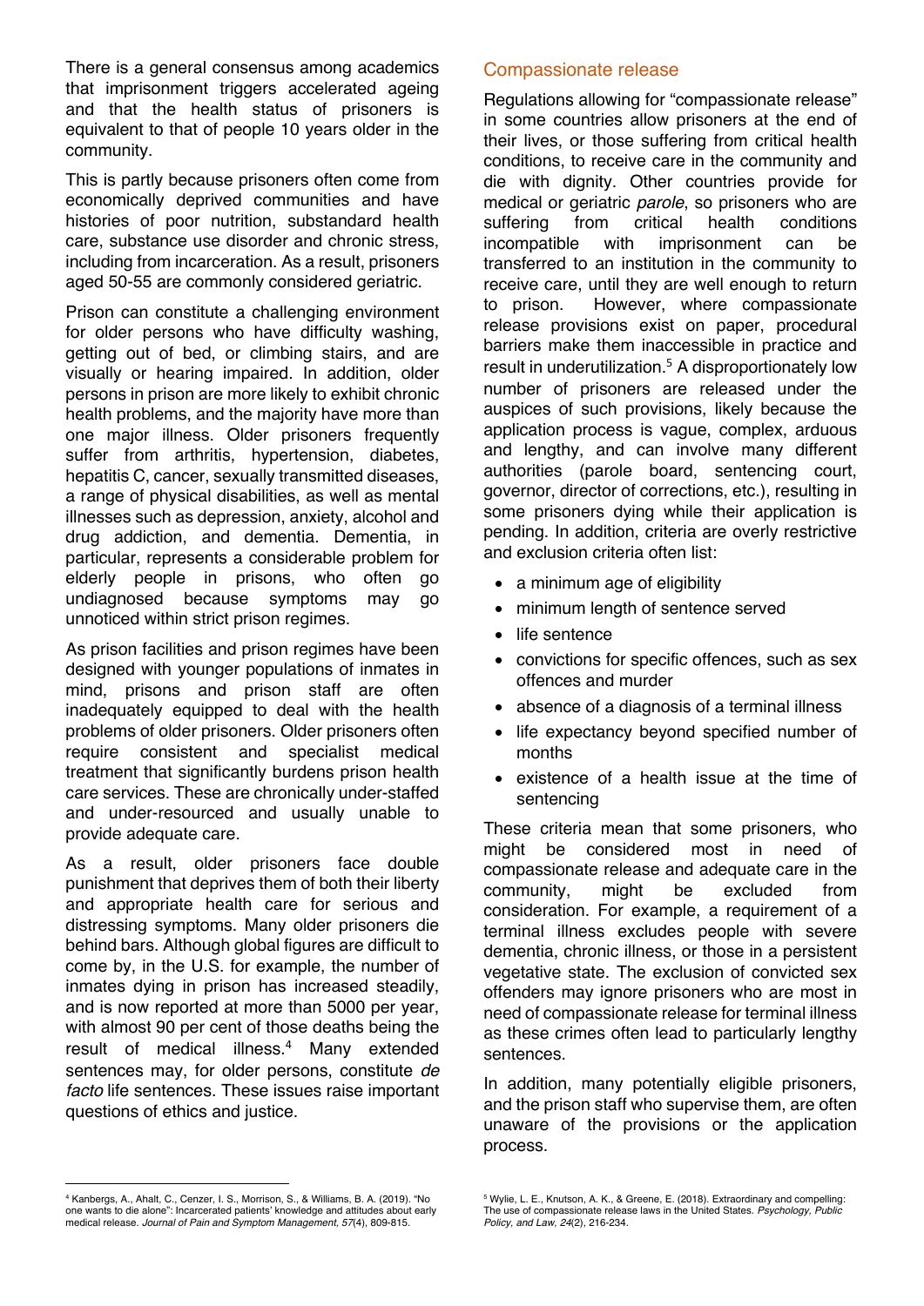There is a general consensus among academics that imprisonment triggers accelerated ageing and that the health status of prisoners is equivalent to that of people 10 years older in the community.

This is partly because prisoners often come from economically deprived communities and have histories of poor nutrition, substandard health care, substance use disorder and chronic stress, including from incarceration. As a result, prisoners aged 50-55 are commonly considered geriatric.

Prison can constitute a challenging environment for older persons who have difficulty washing, getting out of bed, or climbing stairs, and are visually or hearing impaired. In addition, older persons in prison are more likely to exhibit chronic health problems, and the majority have more than one major illness. Older prisoners frequently suffer from arthritis, hypertension, diabetes, hepatitis C, cancer, sexually transmitted diseases, a range of physical disabilities, as well as mental illnesses such as depression, anxiety, alcohol and drug addiction, and dementia. Dementia, in particular, represents a considerable problem for elderly people in prisons, who often go undiagnosed because symptoms may go unnoticed within strict prison regimes.

As prison facilities and prison regimes have been designed with younger populations of inmates in mind, prisons and prison staff are often inadequately equipped to deal with the health problems of older prisoners. Older prisoners often require consistent and specialist medical treatment that significantly burdens prison health care services. These are chronically under-staffed and under-resourced and usually unable to provide adequate care.

As a result, older prisoners face double punishment that deprives them of both their liberty and appropriate health care for serious and distressing symptoms. Many older prisoners die behind bars. Although global figures are difficult to come by, in the U.S. for example, the number of inmates dying in prison has increased steadily, and is now reported at more than 5000 per year, with almost 90 per cent of those deaths being the result of medical illness.[4] Many extended sentences may, for older persons, constitute *de facto* life sentences. These issues raise important questions of ethics and justice.

## Compassionate release

Regulations allowing for "compassionate release" in some countries allow prisoners at the end of their lives, or those suffering from critical health conditions, to receive care in the community and die with dignity. Other countries provide for medical or geriatric *parole*, so prisoners who are suffering from critical health conditions incompatible with imprisonment can be transferred to an institution in the community to receive care, until they are well enough to return to prison. However, where compassionate release provisions exist on paper, procedural barriers make them inaccessible in practice and result in underutilization.[5] A disproportionately low number of prisoners are released under the auspices of such provisions, likely because the application process is vague, complex, arduous and lengthy, and can involve many different authorities (parole board, sentencing court, governor, director of corrections, etc.), resulting in some prisoners dying while their application is pending. In addition, criteria are overly restrictive and exclusion criteria often list:

- a minimum age of eligibility
- minimum length of sentence served
- life sentence
- convictions for specific offences, such as sex offences and murder
- absence of a diagnosis of a terminal illness
- life expectancy beyond specified number of months
- existence of a health issue at the time of sentencing

These criteria mean that some prisoners, who might be considered most in need of compassionate release and adequate care in the community, might be excluded from consideration. For example, a requirement of a terminal illness excludes people with severe dementia, chronic illness, or those in a persistent vegetative state. The exclusion of convicted sex offenders may ignore prisoners who are most in need of compassionate release for terminal illness as these crimes often lead to particularly lengthy sentences.

In addition, many potentially eligible prisoners, and the prison staff who supervise them, are often unaware of the provisions or the application process.

---

[4] Kanbergs, A., Ahalt, C., Cenzer, I. S., Morrison, S., & Williams, B. A. (2019). "No one wants to die alone": Incarcerated patients' knowledge and attitudes about early medical release. *Journal of Pain and Symptom Management, 57*(4), 809-815.

[5] Wylie, L. E., Knutson, A. K., & Greene, E. (2018). Extraordinary and compelling: The use of compassionate release laws in the United States. *Psychology, Public Policy, and Law, 24*(2), 216-234.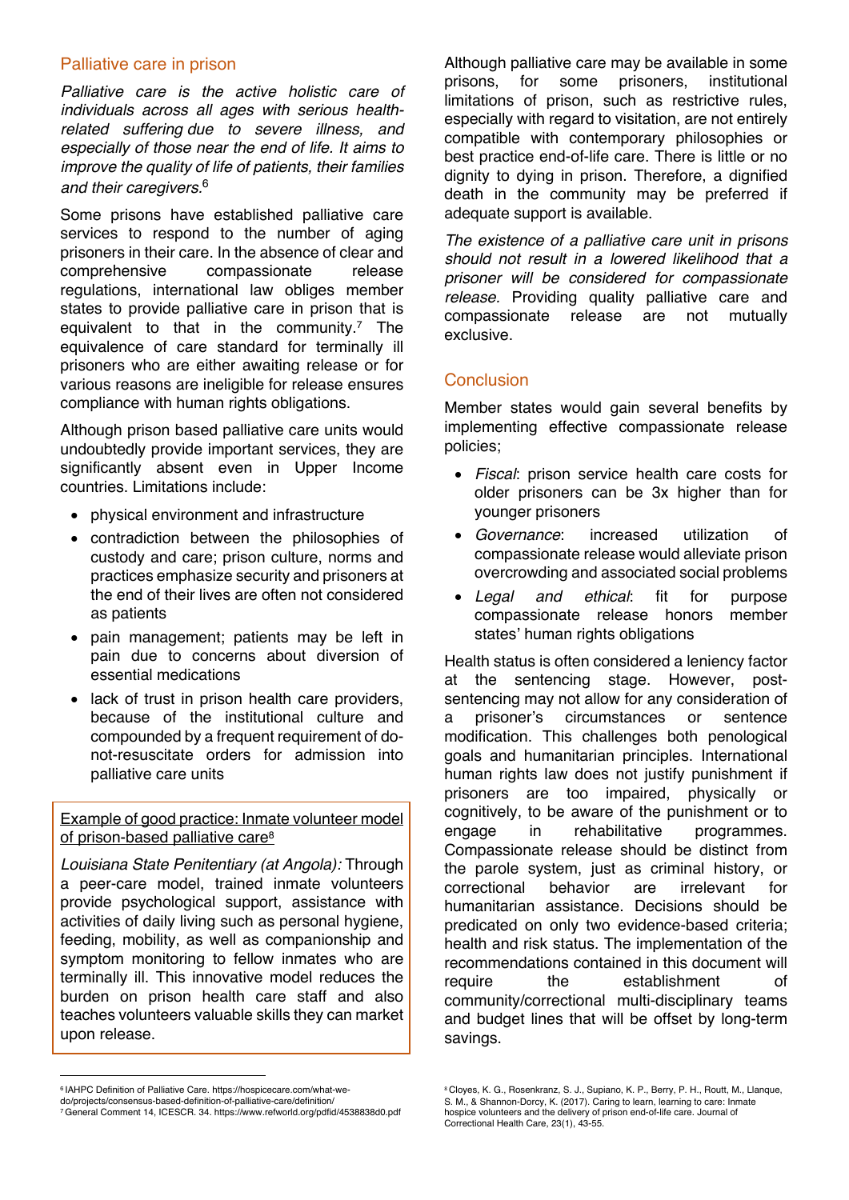## Palliative care in prison

*Palliative care is the active holistic care of individuals across all ages with serious health-related suffering due to severe illness, and especially of those near the end of life. It aims to improve the quality of life of patients, their families and their caregivers.*[6]

Some prisons have established palliative care services to respond to the number of aging prisoners in their care. In the absence of clear and comprehensive compassionate release regulations, international law obliges member states to provide palliative care in prison that is equivalent to that in the community.[7] The equivalence of care standard for terminally ill prisoners who are either awaiting release or for various reasons are ineligible for release ensures compliance with human rights obligations.

Although prison based palliative care units would undoubtedly provide important services, they are significantly absent even in Upper Income countries. Limitations include:

- physical environment and infrastructure
- contradiction between the philosophies of custody and care; prison culture, norms and practices emphasize security and prisoners at the end of their lives are often not considered as patients
- pain management; patients may be left in pain due to concerns about diversion of essential medications
- lack of trust in prison health care providers, because of the institutional culture and compounded by a frequent requirement of do-not-resuscitate orders for admission into palliative care units

<u>Example of good practice: Inmate volunteer model of prison-based palliative care</u>[8]

*Louisiana State Penitentiary (at Angola):* Through a peer-care model, trained inmate volunteers provide psychological support, assistance with activities of daily living such as personal hygiene, feeding, mobility, as well as companionship and symptom monitoring to fellow inmates who are terminally ill. This innovative model reduces the burden on prison health care staff and also teaches volunteers valuable skills they can market upon release.

Although palliative care may be available in some prisons, for some prisoners, institutional limitations of prison, such as restrictive rules, especially with regard to visitation, are not entirely compatible with contemporary philosophies or best practice end-of-life care. There is little or no dignity to dying in prison. Therefore, a dignified death in the community may be preferred if adequate support is available.

*The existence of a palliative care unit in prisons should not result in a lowered likelihood that a prisoner will be considered for compassionate release.* Providing quality palliative care and compassionate release are not mutually exclusive.

## Conclusion

Member states would gain several benefits by implementing effective compassionate release policies;

- *Fiscal*: prison service health care costs for older prisoners can be 3x higher than for younger prisoners
- *Governance*: increased utilization of compassionate release would alleviate prison overcrowding and associated social problems
- *Legal and ethical*: fit for purpose compassionate release honors member states' human rights obligations

Health status is often considered a leniency factor at the sentencing stage. However, post-sentencing may not allow for any consideration of a prisoner's circumstances or sentence modification. This challenges both penological goals and humanitarian principles. International human rights law does not justify punishment if prisoners are too impaired, physically or cognitively, to be aware of the punishment or to engage in rehabilitative programmes. Compassionate release should be distinct from the parole system, just as criminal history, or correctional behavior are irrelevant for humanitarian assistance. Decisions should be predicated on only two evidence-based criteria; health and risk status. The implementation of the recommendations contained in this document will require the establishment of community/correctional multi-disciplinary teams and budget lines that will be offset by long-term savings.

---

[6] IAHPC Definition of Palliative Care. https://hospicecare.com/what-we-do/projects/consensus-based-definition-of-palliative-care/definition/

[7] General Comment 14, ICESCR. 34. https://www.refworld.org/pdfid/4538838d0.pdf

[8] Cloyes, K. G., Rosenkranz, S. J., Supiano, K. P., Berry, P. H., Routt, M., Llanque, S. M., & Shannon-Dorcy, K. (2017). Caring to learn, learning to care: Inmate hospice volunteers and the delivery of prison end-of-life care. Journal of Correctional Health Care, 23(1), 43-55.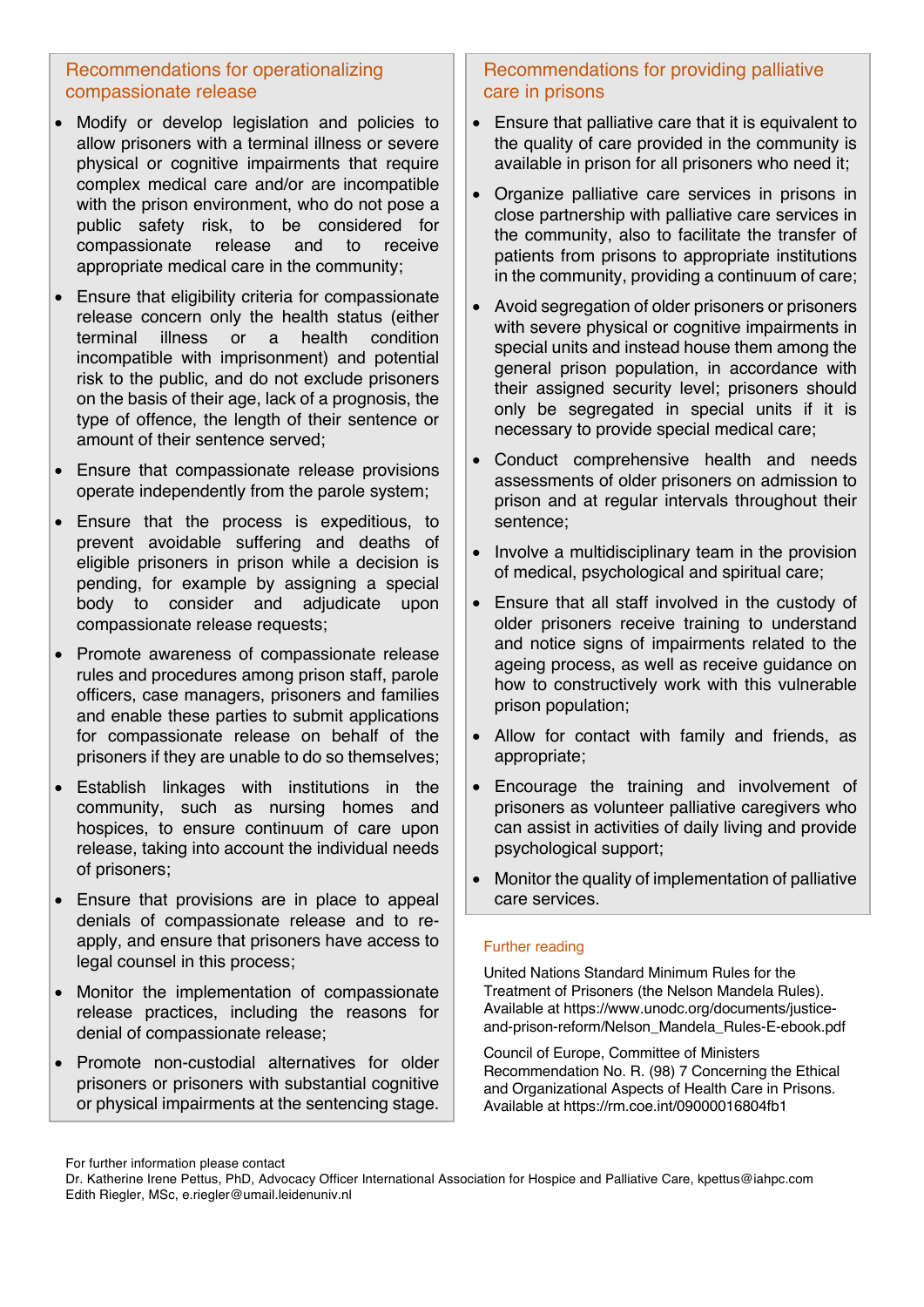## Recommendations for operationalizing compassionate release

- Modify or develop legislation and policies to allow prisoners with a terminal illness or severe physical or cognitive impairments that require complex medical care and/or are incompatible with the prison environment, who do not pose a public safety risk, to be considered for compassionate release and to receive appropriate medical care in the community;
- Ensure that eligibility criteria for compassionate release concern only the health status (either terminal illness or a health condition incompatible with imprisonment) and potential risk to the public, and do not exclude prisoners on the basis of their age, lack of a prognosis, the type of offence, the length of their sentence or amount of their sentence served;
- Ensure that compassionate release provisions operate independently from the parole system;
- Ensure that the process is expeditious, to prevent avoidable suffering and deaths of eligible prisoners in prison while a decision is pending, for example by assigning a special body to consider and adjudicate upon compassionate release requests;
- Promote awareness of compassionate release rules and procedures among prison staff, parole officers, case managers, prisoners and families and enable these parties to submit applications for compassionate release on behalf of the prisoners if they are unable to do so themselves;
- Establish linkages with institutions in the community, such as nursing homes and hospices, to ensure continuum of care upon release, taking into account the individual needs of prisoners;
- Ensure that provisions are in place to appeal denials of compassionate release and to re-apply, and ensure that prisoners have access to legal counsel in this process;
- Monitor the implementation of compassionate release practices, including the reasons for denial of compassionate release;
- Promote non-custodial alternatives for older prisoners or prisoners with substantial cognitive or physical impairments at the sentencing stage.

## Recommendations for providing palliative care in prisons

- Ensure that palliative care that it is equivalent to the quality of care provided in the community is available in prison for all prisoners who need it;
- Organize palliative care services in prisons in close partnership with palliative care services in the community, also to facilitate the transfer of patients from prisons to appropriate institutions in the community, providing a continuum of care;
- Avoid segregation of older prisoners or prisoners with severe physical or cognitive impairments in special units and instead house them among the general prison population, in accordance with their assigned security level; prisoners should only be segregated in special units if it is necessary to provide special medical care;
- Conduct comprehensive health and needs assessments of older prisoners on admission to prison and at regular intervals throughout their sentence;
- Involve a multidisciplinary team in the provision of medical, psychological and spiritual care;
- Ensure that all staff involved in the custody of older prisoners receive training to understand and notice signs of impairments related to the ageing process, as well as receive guidance on how to constructively work with this vulnerable prison population;
- Allow for contact with family and friends, as appropriate;
- Encourage the training and involvement of prisoners as volunteer palliative caregivers who can assist in activities of daily living and provide psychological support;
- Monitor the quality of implementation of palliative care services.

### Further reading

United Nations Standard Minimum Rules for the Treatment of Prisoners (the Nelson Mandela Rules). Available at https://www.unodc.org/documents/justice-and-prison-reform/Nelson_Mandela_Rules-E-ebook.pdf

Council of Europe, Committee of Ministers Recommendation No. R. (98) 7 Concerning the Ethical and Organizational Aspects of Health Care in Prisons. Available at https://rm.coe.int/09000016804fb1

For further information please contact
Dr. Katherine Irene Pettus, PhD, Advocacy Officer International Association for Hospice and Palliative Care, kpettus@iahpc.com
Edith Riegler, MSc, e.riegler@umail.leidenuniv.nl